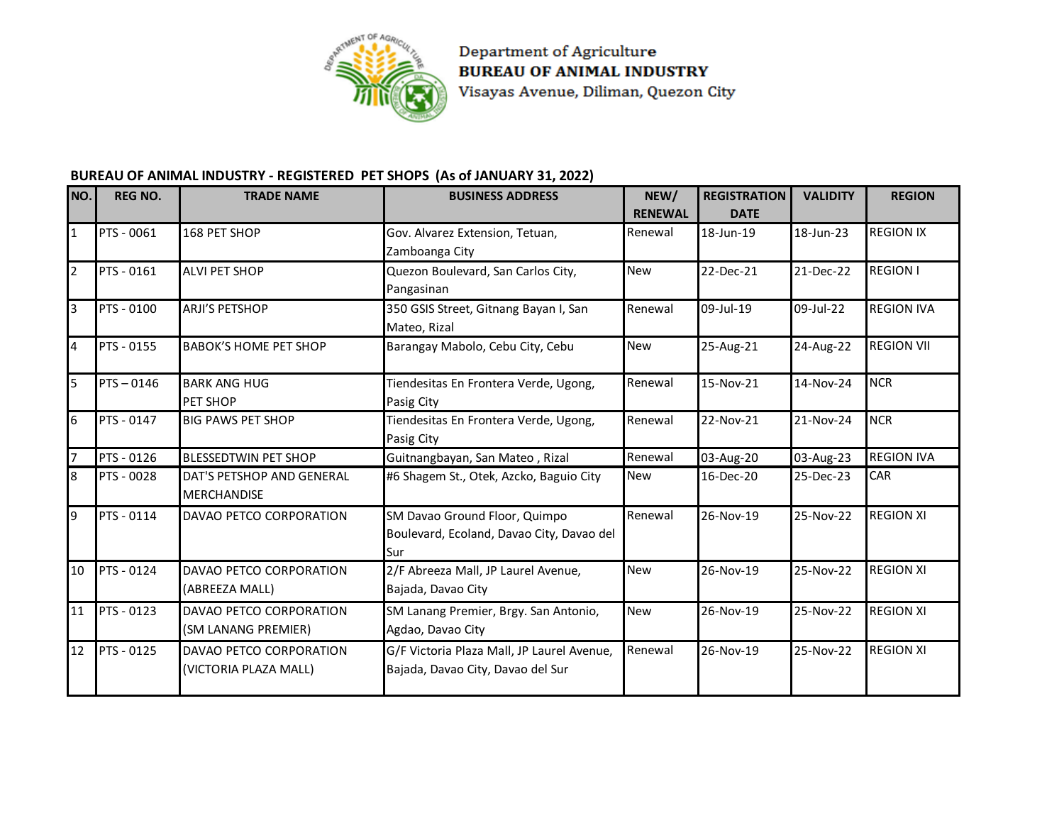Department of Agriculture
**BUREAU OF ANIMAL INDUSTRY**
Visayas Avenue, Diliman, Quezon City

**BUREAU OF ANIMAL INDUSTRY - REGISTERED PET SHOPS (As of JANUARY 31, 2022)**

| NO. | REG NO. | TRADE NAME | BUSINESS ADDRESS | NEW/ RENEWAL | REGISTRATION DATE | VALIDITY | REGION |
|---|---|---|---|---|---|---|---|
| 1 | PTS - 0061 | 168 PET SHOP | Gov. Alvarez Extension, Tetuan, Zamboanga City | Renewal | 18-Jun-19 | 18-Jun-23 | REGION IX |
| 2 | PTS - 0161 | ALVI PET SHOP | Quezon Boulevard, San Carlos City, Pangasinan | New | 22-Dec-21 | 21-Dec-22 | REGION I |
| 3 | PTS - 0100 | ARJI'S PETSHOP | 350 GSIS Street, Gitnang Bayan I, San Mateo, Rizal | Renewal | 09-Jul-19 | 09-Jul-22 | REGION IVA |
| 4 | PTS - 0155 | BABOK'S HOME PET SHOP | Barangay Mabolo, Cebu City, Cebu | New | 25-Aug-21 | 24-Aug-22 | REGION VII |
| 5 | PTS – 0146 | BARK ANG HUG PET SHOP | Tiendesitas En Frontera Verde, Ugong, Pasig City | Renewal | 15-Nov-21 | 14-Nov-24 | NCR |
| 6 | PTS - 0147 | BIG PAWS PET SHOP | Tiendesitas En Frontera Verde, Ugong, Pasig City | Renewal | 22-Nov-21 | 21-Nov-24 | NCR |
| 7 | PTS - 0126 | BLESSEDTWIN PET SHOP | Guitnangbayan, San Mateo , Rizal | Renewal | 03-Aug-20 | 03-Aug-23 | REGION IVA |
| 8 | PTS - 0028 | DAT'S PETSHOP AND GENERAL MERCHANDISE | #6 Shagem St., Otek, Azcko, Baguio City | New | 16-Dec-20 | 25-Dec-23 | CAR |
| 9 | PTS - 0114 | DAVAO PETCO CORPORATION | SM Davao Ground Floor, Quimpo Boulevard, Ecoland, Davao City, Davao del Sur | Renewal | 26-Nov-19 | 25-Nov-22 | REGION XI |
| 10 | PTS - 0124 | DAVAO PETCO CORPORATION (ABREEZA MALL) | 2/F Abreeza Mall, JP Laurel Avenue, Bajada, Davao City | New | 26-Nov-19 | 25-Nov-22 | REGION XI |
| 11 | PTS - 0123 | DAVAO PETCO CORPORATION (SM LANANG PREMIER) | SM Lanang Premier, Brgy. San Antonio, Agdao, Davao City | New | 26-Nov-19 | 25-Nov-22 | REGION XI |
| 12 | PTS - 0125 | DAVAO PETCO CORPORATION (VICTORIA PLAZA MALL) | G/F Victoria Plaza Mall, JP Laurel Avenue, Bajada, Davao City, Davao del Sur | Renewal | 26-Nov-19 | 25-Nov-22 | REGION XI |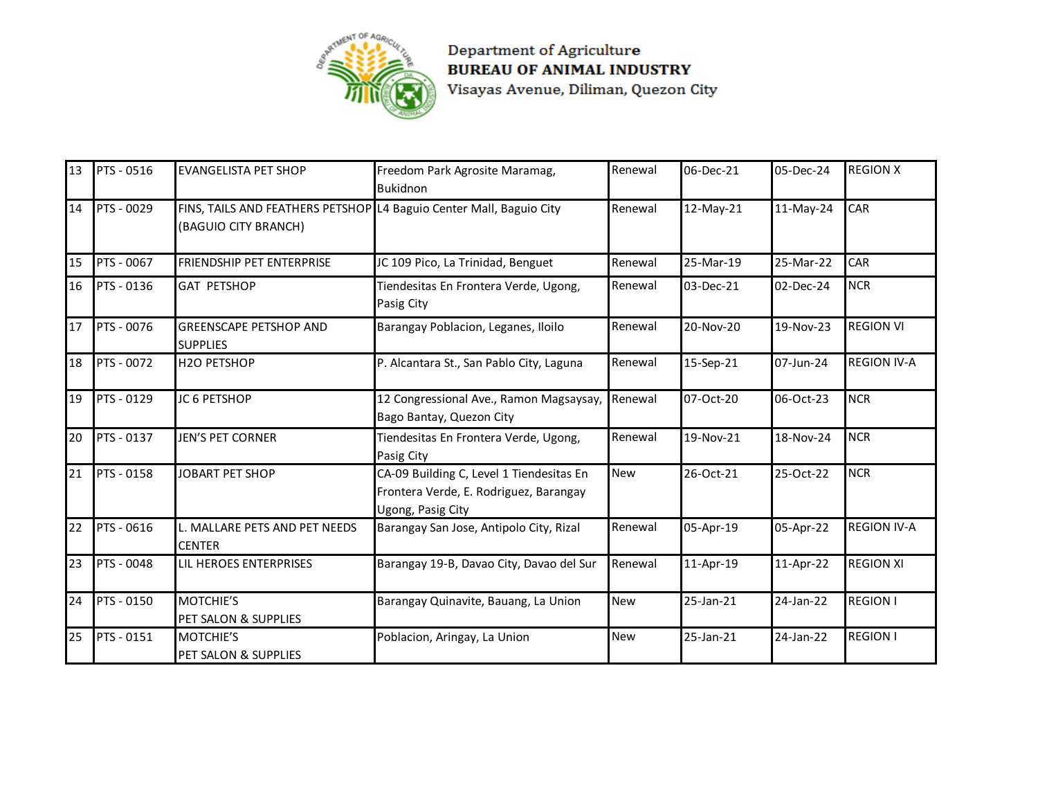Department of Agriculture
**BUREAU OF ANIMAL INDUSTRY**
Visayas Avenue, Diliman, Quezon City

| | | | | | | | |
|---|---|---|---|---|---|---|---|
| 13 | PTS - 0516 | EVANGELISTA PET SHOP | Freedom Park Agrosite Maramag, Bukidnon | Renewal | 06-Dec-21 | 05-Dec-24 | REGION X |
| 14 | PTS - 0029 | FINS, TAILS AND FEATHERS PETSHOP (BAGUIO CITY BRANCH) | L4 Baguio Center Mall, Baguio City | Renewal | 12-May-21 | 11-May-24 | CAR |
| 15 | PTS - 0067 | FRIENDSHIP PET ENTERPRISE | JC 109 Pico, La Trinidad, Benguet | Renewal | 25-Mar-19 | 25-Mar-22 | CAR |
| 16 | PTS - 0136 | GAT PETSHOP | Tiendesitas En Frontera Verde, Ugong, Pasig City | Renewal | 03-Dec-21 | 02-Dec-24 | NCR |
| 17 | PTS - 0076 | GREENSCAPE PETSHOP AND SUPPLIES | Barangay Poblacion, Leganes, Iloilo | Renewal | 20-Nov-20 | 19-Nov-23 | REGION VI |
| 18 | PTS - 0072 | H2O PETSHOP | P. Alcantara St., San Pablo City, Laguna | Renewal | 15-Sep-21 | 07-Jun-24 | REGION IV-A |
| 19 | PTS - 0129 | JC 6 PETSHOP | 12 Congressional Ave., Ramon Magsaysay, Bago Bantay, Quezon City | Renewal | 07-Oct-20 | 06-Oct-23 | NCR |
| 20 | PTS - 0137 | JEN'S PET CORNER | Tiendesitas En Frontera Verde, Ugong, Pasig City | Renewal | 19-Nov-21 | 18-Nov-24 | NCR |
| 21 | PTS - 0158 | JOBART PET SHOP | CA-09 Building C, Level 1 Tiendesitas En Frontera Verde, E. Rodriguez, Barangay Ugong, Pasig City | New | 26-Oct-21 | 25-Oct-22 | NCR |
| 22 | PTS - 0616 | L. MALLARE PETS AND PET NEEDS CENTER | Barangay San Jose, Antipolo City, Rizal | Renewal | 05-Apr-19 | 05-Apr-22 | REGION IV-A |
| 23 | PTS - 0048 | LIL HEROES ENTERPRISES | Barangay 19-B, Davao City, Davao del Sur | Renewal | 11-Apr-19 | 11-Apr-22 | REGION XI |
| 24 | PTS - 0150 | MOTCHIE'S PET SALON & SUPPLIES | Barangay Quinavite, Bauang, La Union | New | 25-Jan-21 | 24-Jan-22 | REGION I |
| 25 | PTS - 0151 | MOTCHIE'S PET SALON & SUPPLIES | Poblacion, Aringay, La Union | New | 25-Jan-21 | 24-Jan-22 | REGION I |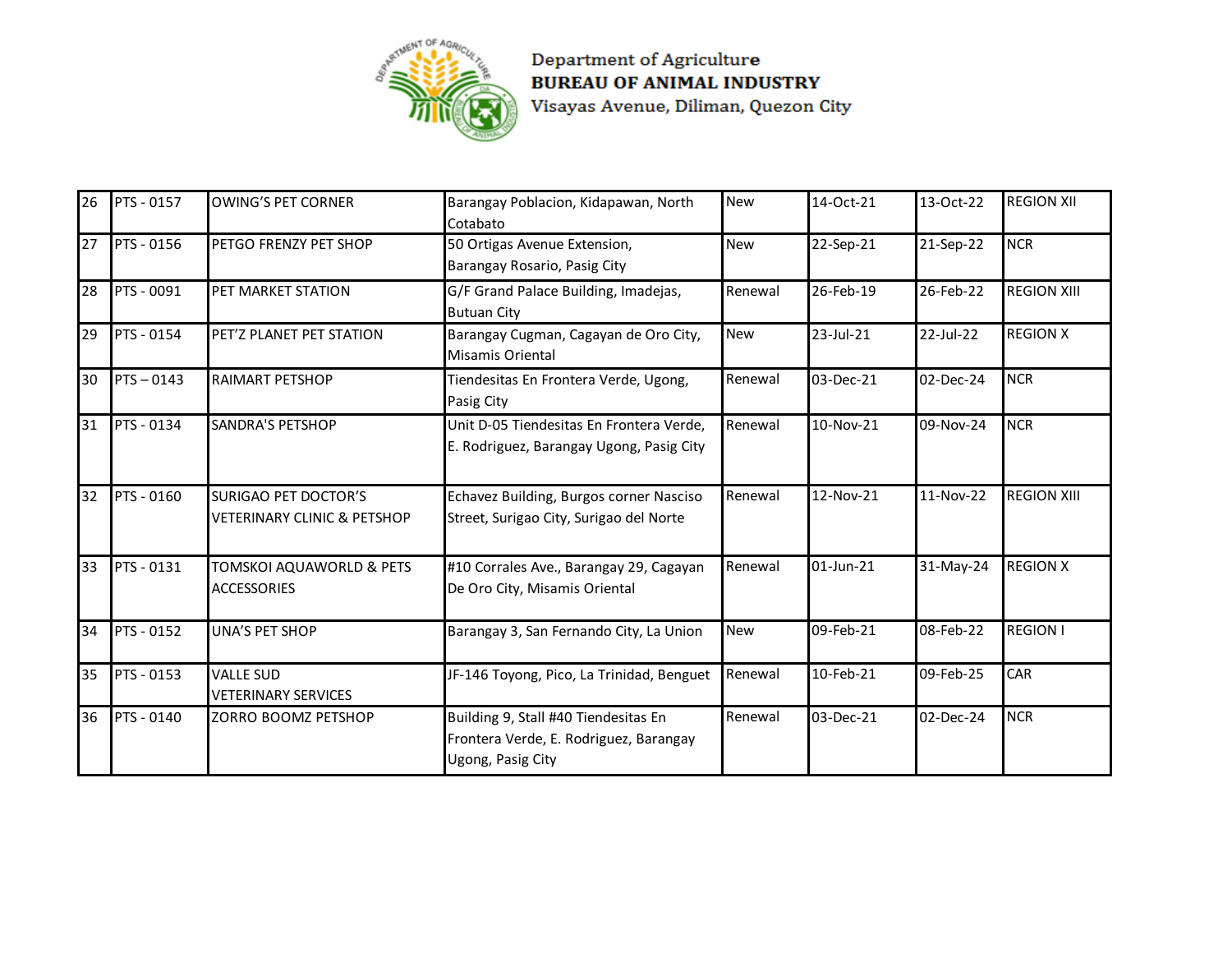Department of Agriculture
**BUREAU OF ANIMAL INDUSTRY**
Visayas Avenue, Diliman, Quezon City

| | | | | | | | |
|---|---|---|---|---|---|---|---|
| 26 | PTS - 0157 | OWING'S PET CORNER | Barangay Poblacion, Kidapawan, North Cotabato | New | 14-Oct-21 | 13-Oct-22 | REGION XII |
| 27 | PTS - 0156 | PETGO FRENZY PET SHOP | 50 Ortigas Avenue Extension, Barangay Rosario, Pasig City | New | 22-Sep-21 | 21-Sep-22 | NCR |
| 28 | PTS - 0091 | PET MARKET STATION | G/F Grand Palace Building, Imadejas, Butuan City | Renewal | 26-Feb-19 | 26-Feb-22 | REGION XIII |
| 29 | PTS - 0154 | PET'Z PLANET PET STATION | Barangay Cugman, Cagayan de Oro City, Misamis Oriental | New | 23-Jul-21 | 22-Jul-22 | REGION X |
| 30 | PTS – 0143 | RAIMART PETSHOP | Tiendesitas En Frontera Verde, Ugong, Pasig City | Renewal | 03-Dec-21 | 02-Dec-24 | NCR |
| 31 | PTS - 0134 | SANDRA'S PETSHOP | Unit D-05 Tiendesitas En Frontera Verde, E. Rodriguez, Barangay Ugong, Pasig City | Renewal | 10-Nov-21 | 09-Nov-24 | NCR |
| 32 | PTS - 0160 | SURIGAO PET DOCTOR'S VETERINARY CLINIC & PETSHOP | Echavez Building, Burgos corner Nasciso Street, Surigao City, Surigao del Norte | Renewal | 12-Nov-21 | 11-Nov-22 | REGION XIII |
| 33 | PTS - 0131 | TOMSKOI AQUAWORLD & PETS ACCESSORIES | #10 Corrales Ave., Barangay 29, Cagayan De Oro City, Misamis Oriental | Renewal | 01-Jun-21 | 31-May-24 | REGION X |
| 34 | PTS - 0152 | UNA'S PET SHOP | Barangay 3, San Fernando City, La Union | New | 09-Feb-21 | 08-Feb-22 | REGION I |
| 35 | PTS - 0153 | VALLE SUD VETERINARY SERVICES | JF-146 Toyong, Pico, La Trinidad, Benguet | Renewal | 10-Feb-21 | 09-Feb-25 | CAR |
| 36 | PTS - 0140 | ZORRO BOOMZ PETSHOP | Building 9, Stall #40 Tiendesitas En Frontera Verde, E. Rodriguez, Barangay Ugong, Pasig City | Renewal | 03-Dec-21 | 02-Dec-24 | NCR |